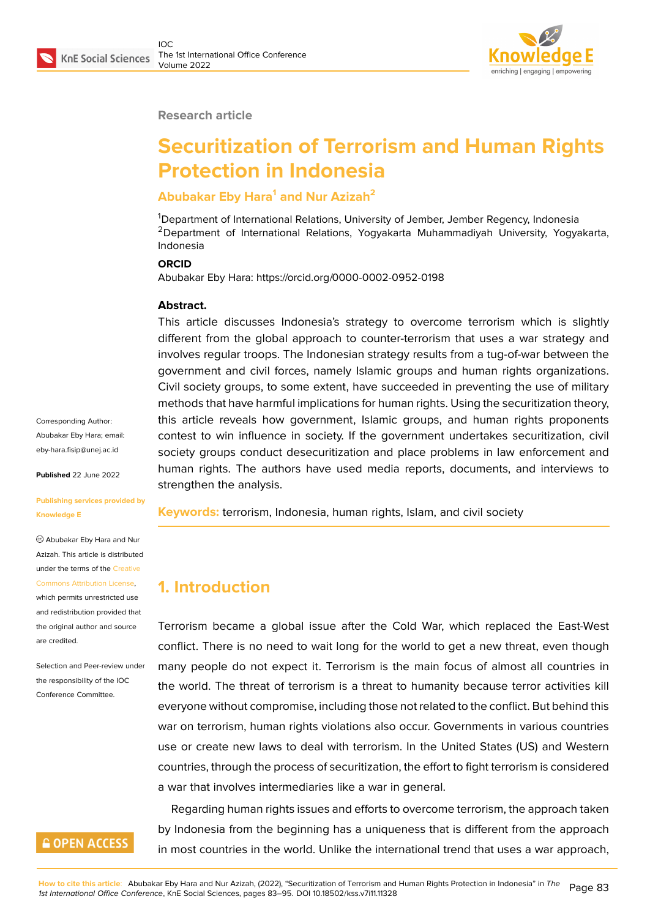Research article

# Securitization of Terrorism and Human Rights Protection in Indonesia

**Abubakar Eby Hara[1] and Nur Azizah[2]**

[1]Department of International Relations, University of Jember, Jember Regency, Indonesia
[2]Department of International Relations, Yogyakarta Muhammadiyah University, Yogyakarta, Indonesia

**ORCID**

Abubakar Eby Hara: https://orcid.org/0000-0002-0952-0198

**Abstract.**

This article discusses Indonesia's strategy to overcome terrorism which is slightly different from the global approach to counter-terrorism that uses a war strategy and involves regular troops. The Indonesian strategy results from a tug-of-war between the government and civil forces, namely Islamic groups and human rights organizations. Civil society groups, to some extent, have succeeded in preventing the use of military methods that have harmful implications for human rights. Using the securitization theory, this article reveals how government, Islamic groups, and human rights proponents contest to win influence in society. If the government undertakes securitization, civil society groups conduct desecuritization and place problems in law enforcement and human rights. The authors have used media reports, documents, and interviews to strengthen the analysis.

**Keywords:** terrorism, Indonesia, human rights, Islam, and civil society

Corresponding Author: Abubakar Eby Hara; email: eby-hara.fisip@unej.ac.id

**Published** 22 June 2022

**Publishing services provided by Knowledge E**

© Abubakar Eby Hara and Nur Azizah. This article is distributed under the terms of the Creative Commons Attribution License, which permits unrestricted use and redistribution provided that the original author and source are credited.

Selection and Peer-review under the responsibility of the IOC Conference Committee.

## 1. Introduction

Terrorism became a global issue after the Cold War, which replaced the East-West conflict. There is no need to wait long for the world to get a new threat, even though many people do not expect it. Terrorism is the main focus of almost all countries in the world. The threat of terrorism is a threat to humanity because terror activities kill everyone without compromise, including those not related to the conflict. But behind this war on terrorism, human rights violations also occur. Governments in various countries use or create new laws to deal with terrorism. In the United States (US) and Western countries, through the process of securitization, the effort to fight terrorism is considered a war that involves intermediaries like a war in general.

Regarding human rights issues and efforts to overcome terrorism, the approach taken by Indonesia from the beginning has a uniqueness that is different from the approach in most countries in the world. Unlike the international trend that uses a war approach,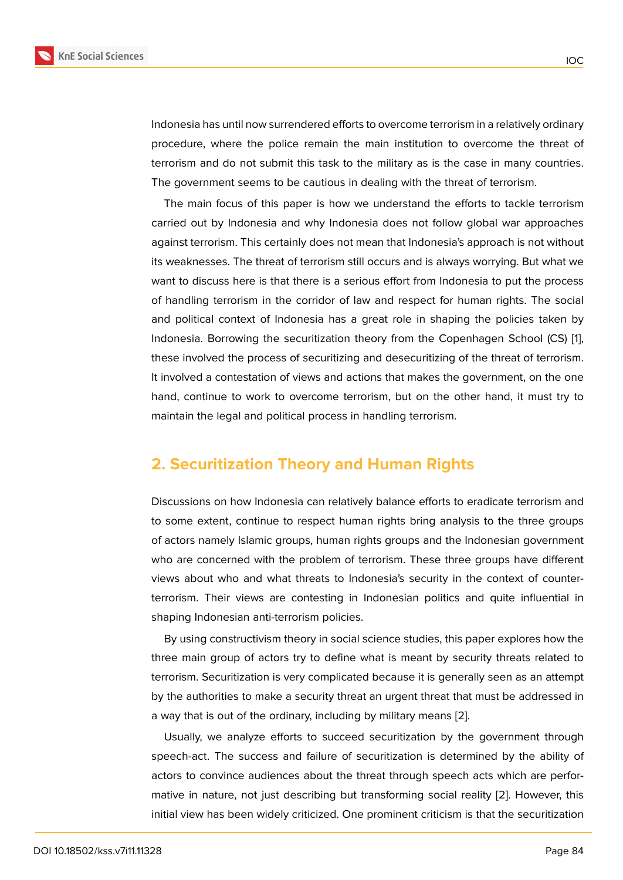Indonesia has until now surrendered efforts to overcome terrorism in a relatively ordinary procedure, where the police remain the main institution to overcome the threat of terrorism and do not submit this task to the military as is the case in many countries. The government seems to be cautious in dealing with the threat of terrorism.

The main focus of this paper is how we understand the efforts to tackle terrorism carried out by Indonesia and why Indonesia does not follow global war approaches against terrorism. This certainly does not mean that Indonesia's approach is not without its weaknesses. The threat of terrorism still occurs and is always worrying. But what we want to discuss here is that there is a serious effort from Indonesia to put the process of handling terrorism in the corridor of law and respect for human rights. The social and political context of Indonesia has a great role in shaping the policies taken by Indonesia. Borrowing the securitization theory from the Copenhagen School (CS) [1], these involved the process of securitizing and desecuritizing of the threat of terrorism. It involved a contestation of views and actions that makes the government, on the one hand, continue to work to overcome terrorism, but on the other hand, it must try to maintain the legal and political process in handling terrorism.

## 2. Securitization Theory and Human Rights

Discussions on how Indonesia can relatively balance efforts to eradicate terrorism and to some extent, continue to respect human rights bring analysis to the three groups of actors namely Islamic groups, human rights groups and the Indonesian government who are concerned with the problem of terrorism. These three groups have different views about who and what threats to Indonesia's security in the context of counter-terrorism. Their views are contesting in Indonesian politics and quite influential in shaping Indonesian anti-terrorism policies.

By using constructivism theory in social science studies, this paper explores how the three main group of actors try to define what is meant by security threats related to terrorism. Securitization is very complicated because it is generally seen as an attempt by the authorities to make a security threat an urgent threat that must be addressed in a way that is out of the ordinary, including by military means [2].

Usually, we analyze efforts to succeed securitization by the government through speech-act. The success and failure of securitization is determined by the ability of actors to convince audiences about the threat through speech acts which are performative in nature, not just describing but transforming social reality [2]. However, this initial view has been widely criticized. One prominent criticism is that the securitization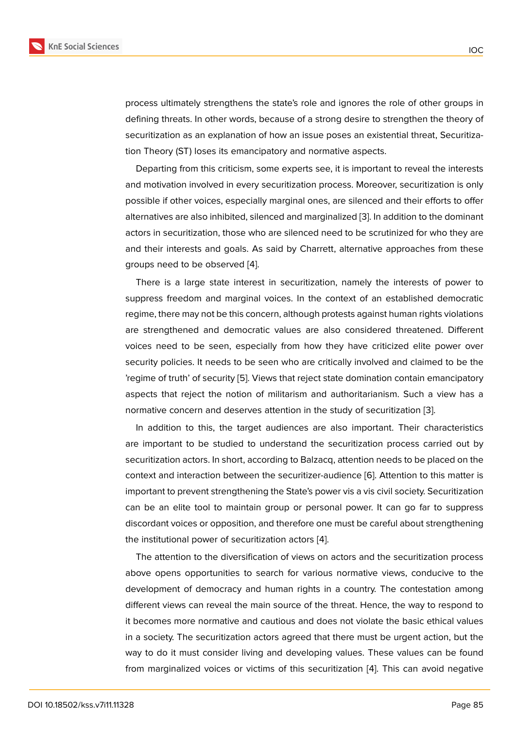process ultimately strengthens the state's role and ignores the role of other groups in defining threats. In other words, because of a strong desire to strengthen the theory of securitization as an explanation of how an issue poses an existential threat, Securitization Theory (ST) loses its emancipatory and normative aspects.

Departing from this criticism, some experts see, it is important to reveal the interests and motivation involved in every securitization process. Moreover, securitization is only possible if other voices, especially marginal ones, are silenced and their efforts to offer alternatives are also inhibited, silenced and marginalized [3]. In addition to the dominant actors in securitization, those who are silenced need to be scrutinized for who they are and their interests and goals. As said by Charrett, alternative approaches from these groups need to be observed [4].

There is a large state interest in securitization, namely the interests of power to suppress freedom and marginal voices. In the context of an established democratic regime, there may not be this concern, although protests against human rights violations are strengthened and democratic values are also considered threatened. Different voices need to be seen, especially from how they have criticized elite power over security policies. It needs to be seen who are critically involved and claimed to be the 'regime of truth' of security [5]. Views that reject state domination contain emancipatory aspects that reject the notion of militarism and authoritarianism. Such a view has a normative concern and deserves attention in the study of securitization [3].

In addition to this, the target audiences are also important. Their characteristics are important to be studied to understand the securitization process carried out by securitization actors. In short, according to Balzacq, attention needs to be placed on the context and interaction between the securitizer-audience [6]. Attention to this matter is important to prevent strengthening the State's power vis a vis civil society. Securitization can be an elite tool to maintain group or personal power. It can go far to suppress discordant voices or opposition, and therefore one must be careful about strengthening the institutional power of securitization actors [4].

The attention to the diversification of views on actors and the securitization process above opens opportunities to search for various normative views, conducive to the development of democracy and human rights in a country. The contestation among different views can reveal the main source of the threat. Hence, the way to respond to it becomes more normative and cautious and does not violate the basic ethical values in a society. The securitization actors agreed that there must be urgent action, but the way to do it must consider living and developing values. These values can be found from marginalized voices or victims of this securitization [4]. This can avoid negative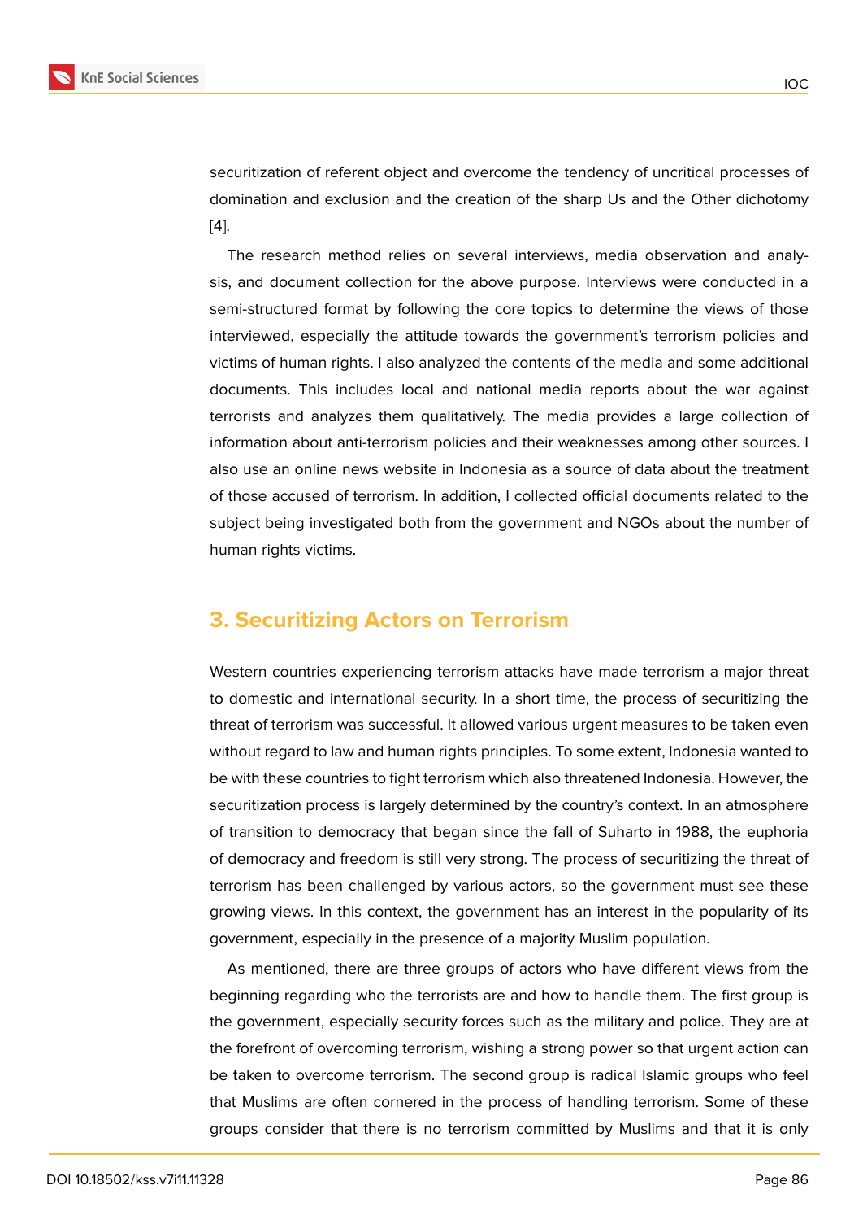securitization of referent object and overcome the tendency of uncritical processes of domination and exclusion and the creation of the sharp Us and the Other dichotomy [4].

The research method relies on several interviews, media observation and analysis, and document collection for the above purpose. Interviews were conducted in a semi-structured format by following the core topics to determine the views of those interviewed, especially the attitude towards the government's terrorism policies and victims of human rights. I also analyzed the contents of the media and some additional documents. This includes local and national media reports about the war against terrorists and analyzes them qualitatively. The media provides a large collection of information about anti-terrorism policies and their weaknesses among other sources. I also use an online news website in Indonesia as a source of data about the treatment of those accused of terrorism. In addition, I collected official documents related to the subject being investigated both from the government and NGOs about the number of human rights victims.

## 3. Securitizing Actors on Terrorism

Western countries experiencing terrorism attacks have made terrorism a major threat to domestic and international security. In a short time, the process of securitizing the threat of terrorism was successful. It allowed various urgent measures to be taken even without regard to law and human rights principles. To some extent, Indonesia wanted to be with these countries to fight terrorism which also threatened Indonesia. However, the securitization process is largely determined by the country's context. In an atmosphere of transition to democracy that began since the fall of Suharto in 1988, the euphoria of democracy and freedom is still very strong. The process of securitizing the threat of terrorism has been challenged by various actors, so the government must see these growing views. In this context, the government has an interest in the popularity of its government, especially in the presence of a majority Muslim population.

As mentioned, there are three groups of actors who have different views from the beginning regarding who the terrorists are and how to handle them. The first group is the government, especially security forces such as the military and police. They are at the forefront of overcoming terrorism, wishing a strong power so that urgent action can be taken to overcome terrorism. The second group is radical Islamic groups who feel that Muslims are often cornered in the process of handling terrorism. Some of these groups consider that there is no terrorism committed by Muslims and that it is only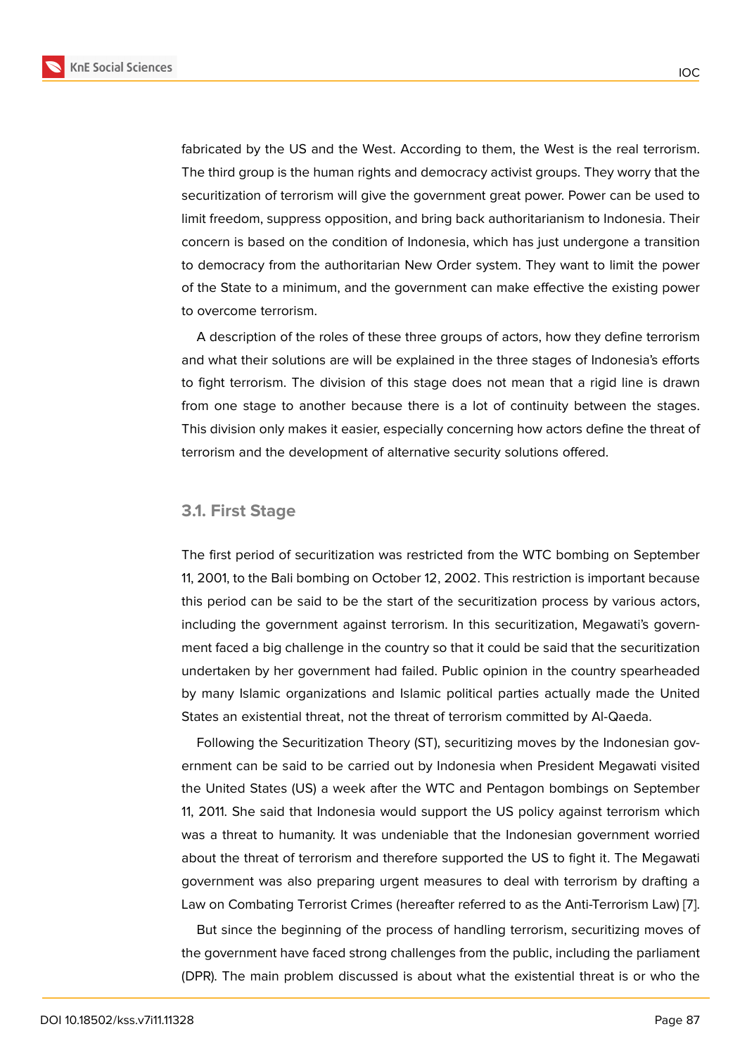fabricated by the US and the West. According to them, the West is the real terrorism. The third group is the human rights and democracy activist groups. They worry that the securitization of terrorism will give the government great power. Power can be used to limit freedom, suppress opposition, and bring back authoritarianism to Indonesia. Their concern is based on the condition of Indonesia, which has just undergone a transition to democracy from the authoritarian New Order system. They want to limit the power of the State to a minimum, and the government can make effective the existing power to overcome terrorism.

A description of the roles of these three groups of actors, how they define terrorism and what their solutions are will be explained in the three stages of Indonesia's efforts to fight terrorism. The division of this stage does not mean that a rigid line is drawn from one stage to another because there is a lot of continuity between the stages. This division only makes it easier, especially concerning how actors define the threat of terrorism and the development of alternative security solutions offered.

### 3.1. First Stage

The first period of securitization was restricted from the WTC bombing on September 11, 2001, to the Bali bombing on October 12, 2002. This restriction is important because this period can be said to be the start of the securitization process by various actors, including the government against terrorism. In this securitization, Megawati's government faced a big challenge in the country so that it could be said that the securitization undertaken by her government had failed. Public opinion in the country spearheaded by many Islamic organizations and Islamic political parties actually made the United States an existential threat, not the threat of terrorism committed by Al-Qaeda.

Following the Securitization Theory (ST), securitizing moves by the Indonesian government can be said to be carried out by Indonesia when President Megawati visited the United States (US) a week after the WTC and Pentagon bombings on September 11, 2011. She said that Indonesia would support the US policy against terrorism which was a threat to humanity. It was undeniable that the Indonesian government worried about the threat of terrorism and therefore supported the US to fight it. The Megawati government was also preparing urgent measures to deal with terrorism by drafting a Law on Combating Terrorist Crimes (hereafter referred to as the Anti-Terrorism Law) [7].

But since the beginning of the process of handling terrorism, securitizing moves of the government have faced strong challenges from the public, including the parliament (DPR). The main problem discussed is about what the existential threat is or who the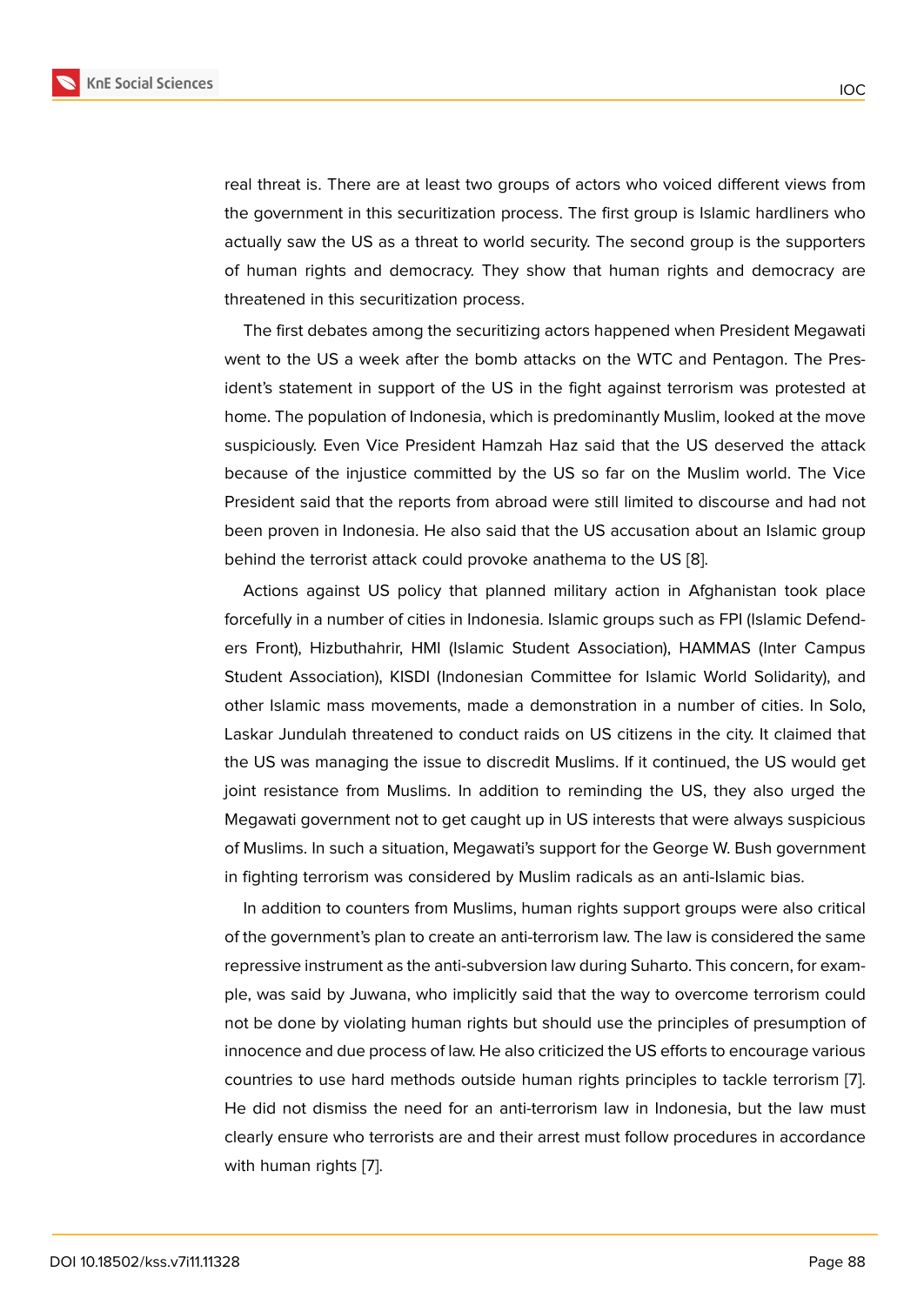real threat is. There are at least two groups of actors who voiced different views from the government in this securitization process. The first group is Islamic hardliners who actually saw the US as a threat to world security. The second group is the supporters of human rights and democracy. They show that human rights and democracy are threatened in this securitization process.

The first debates among the securitizing actors happened when President Megawati went to the US a week after the bomb attacks on the WTC and Pentagon. The President's statement in support of the US in the fight against terrorism was protested at home. The population of Indonesia, which is predominantly Muslim, looked at the move suspiciously. Even Vice President Hamzah Haz said that the US deserved the attack because of the injustice committed by the US so far on the Muslim world. The Vice President said that the reports from abroad were still limited to discourse and had not been proven in Indonesia. He also said that the US accusation about an Islamic group behind the terrorist attack could provoke anathema to the US [8].

Actions against US policy that planned military action in Afghanistan took place forcefully in a number of cities in Indonesia. Islamic groups such as FPI (Islamic Defenders Front), Hizbuthahrir, HMI (Islamic Student Association), HAMMAS (Inter Campus Student Association), KISDI (Indonesian Committee for Islamic World Solidarity), and other Islamic mass movements, made a demonstration in a number of cities. In Solo, Laskar Jundulah threatened to conduct raids on US citizens in the city. It claimed that the US was managing the issue to discredit Muslims. If it continued, the US would get joint resistance from Muslims. In addition to reminding the US, they also urged the Megawati government not to get caught up in US interests that were always suspicious of Muslims. In such a situation, Megawati's support for the George W. Bush government in fighting terrorism was considered by Muslim radicals as an anti-Islamic bias.

In addition to counters from Muslims, human rights support groups were also critical of the government's plan to create an anti-terrorism law. The law is considered the same repressive instrument as the anti-subversion law during Suharto. This concern, for example, was said by Juwana, who implicitly said that the way to overcome terrorism could not be done by violating human rights but should use the principles of presumption of innocence and due process of law. He also criticized the US efforts to encourage various countries to use hard methods outside human rights principles to tackle terrorism [7]. He did not dismiss the need for an anti-terrorism law in Indonesia, but the law must clearly ensure who terrorists are and their arrest must follow procedures in accordance with human rights [7].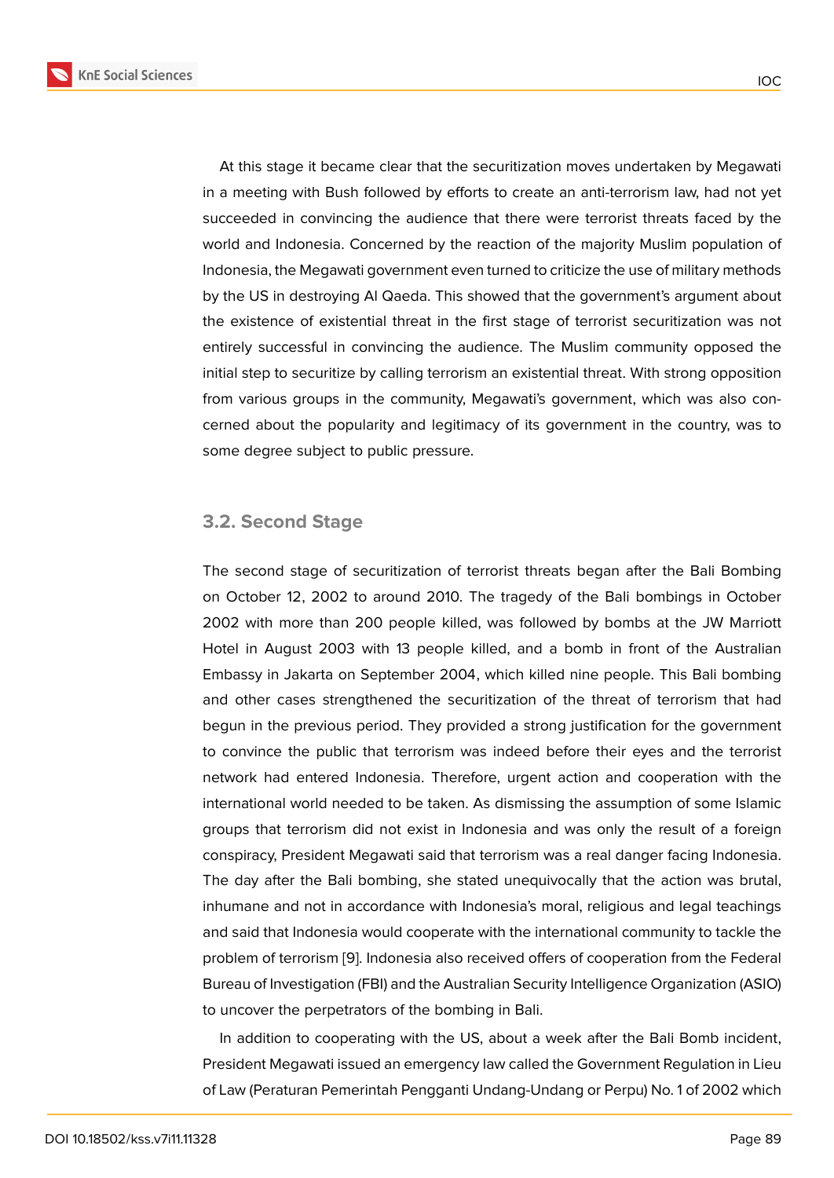At this stage it became clear that the securitization moves undertaken by Megawati in a meeting with Bush followed by efforts to create an anti-terrorism law, had not yet succeeded in convincing the audience that there were terrorist threats faced by the world and Indonesia. Concerned by the reaction of the majority Muslim population of Indonesia, the Megawati government even turned to criticize the use of military methods by the US in destroying Al Qaeda. This showed that the government's argument about the existence of existential threat in the first stage of terrorist securitization was not entirely successful in convincing the audience. The Muslim community opposed the initial step to securitize by calling terrorism an existential threat. With strong opposition from various groups in the community, Megawati's government, which was also concerned about the popularity and legitimacy of its government in the country, was to some degree subject to public pressure.

## 3.2. Second Stage

The second stage of securitization of terrorist threats began after the Bali Bombing on October 12, 2002 to around 2010. The tragedy of the Bali bombings in October 2002 with more than 200 people killed, was followed by bombs at the JW Marriott Hotel in August 2003 with 13 people killed, and a bomb in front of the Australian Embassy in Jakarta on September 2004, which killed nine people. This Bali bombing and other cases strengthened the securitization of the threat of terrorism that had begun in the previous period. They provided a strong justification for the government to convince the public that terrorism was indeed before their eyes and the terrorist network had entered Indonesia. Therefore, urgent action and cooperation with the international world needed to be taken. As dismissing the assumption of some Islamic groups that terrorism did not exist in Indonesia and was only the result of a foreign conspiracy, President Megawati said that terrorism was a real danger facing Indonesia. The day after the Bali bombing, she stated unequivocally that the action was brutal, inhumane and not in accordance with Indonesia's moral, religious and legal teachings and said that Indonesia would cooperate with the international community to tackle the problem of terrorism [9]. Indonesia also received offers of cooperation from the Federal Bureau of Investigation (FBI) and the Australian Security Intelligence Organization (ASIO) to uncover the perpetrators of the bombing in Bali.

In addition to cooperating with the US, about a week after the Bali Bomb incident, President Megawati issued an emergency law called the Government Regulation in Lieu of Law (Peraturan Pemerintah Pengganti Undang-Undang or Perpu) No. 1 of 2002 which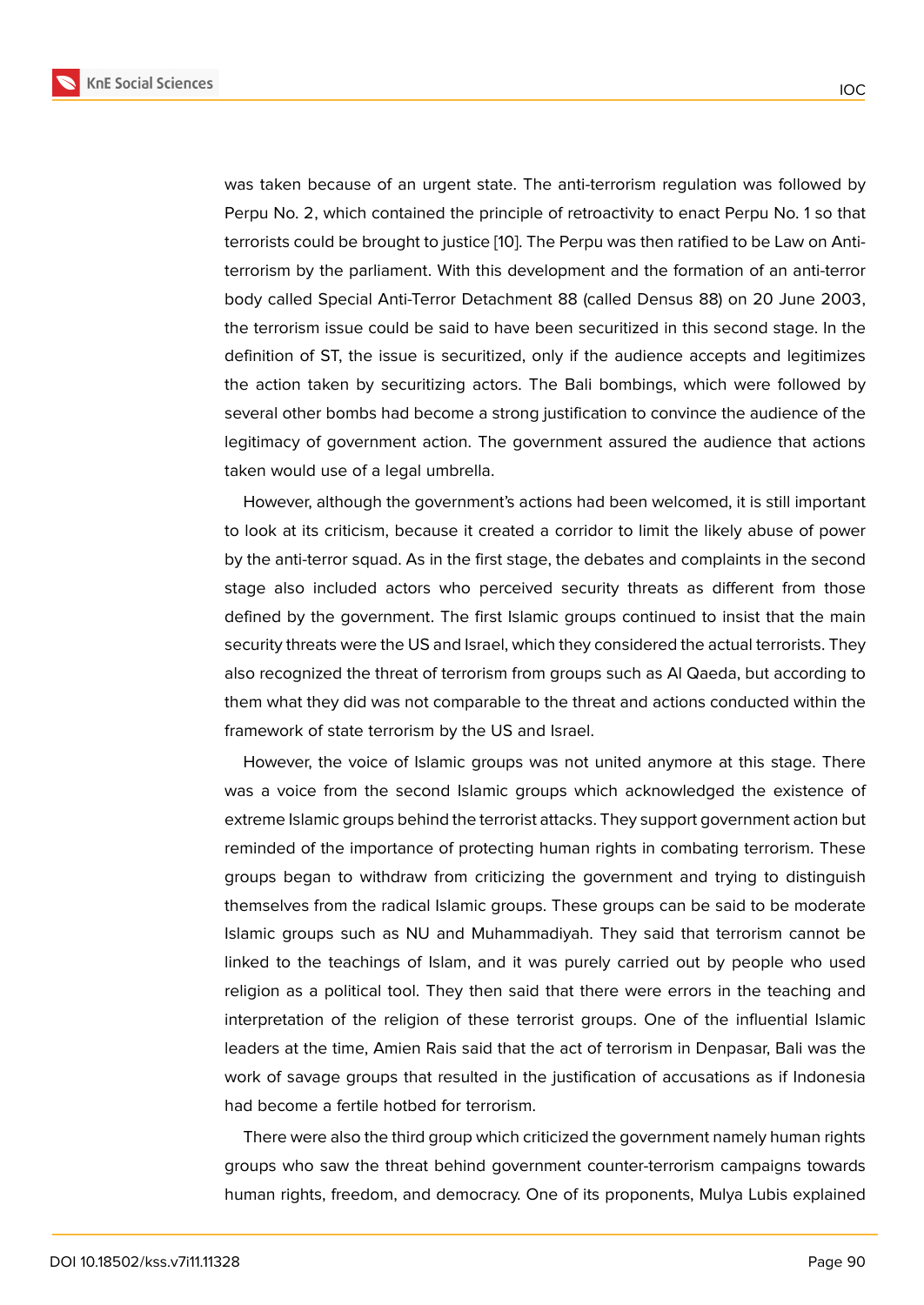was taken because of an urgent state. The anti-terrorism regulation was followed by Perpu No. 2, which contained the principle of retroactivity to enact Perpu No. 1 so that terrorists could be brought to justice [10]. The Perpu was then ratified to be Law on Anti-terrorism by the parliament. With this development and the formation of an anti-terror body called Special Anti-Terror Detachment 88 (called Densus 88) on 20 June 2003, the terrorism issue could be said to have been securitized in this second stage. In the definition of ST, the issue is securitized, only if the audience accepts and legitimizes the action taken by securitizing actors. The Bali bombings, which were followed by several other bombs had become a strong justification to convince the audience of the legitimacy of government action. The government assured the audience that actions taken would use of a legal umbrella.

However, although the government's actions had been welcomed, it is still important to look at its criticism, because it created a corridor to limit the likely abuse of power by the anti-terror squad. As in the first stage, the debates and complaints in the second stage also included actors who perceived security threats as different from those defined by the government. The first Islamic groups continued to insist that the main security threats were the US and Israel, which they considered the actual terrorists. They also recognized the threat of terrorism from groups such as Al Qaeda, but according to them what they did was not comparable to the threat and actions conducted within the framework of state terrorism by the US and Israel.

However, the voice of Islamic groups was not united anymore at this stage. There was a voice from the second Islamic groups which acknowledged the existence of extreme Islamic groups behind the terrorist attacks. They support government action but reminded of the importance of protecting human rights in combating terrorism. These groups began to withdraw from criticizing the government and trying to distinguish themselves from the radical Islamic groups. These groups can be said to be moderate Islamic groups such as NU and Muhammadiyah. They said that terrorism cannot be linked to the teachings of Islam, and it was purely carried out by people who used religion as a political tool. They then said that there were errors in the teaching and interpretation of the religion of these terrorist groups. One of the influential Islamic leaders at the time, Amien Rais said that the act of terrorism in Denpasar, Bali was the work of savage groups that resulted in the justification of accusations as if Indonesia had become a fertile hotbed for terrorism.

There were also the third group which criticized the government namely human rights groups who saw the threat behind government counter-terrorism campaigns towards human rights, freedom, and democracy. One of its proponents, Mulya Lubis explained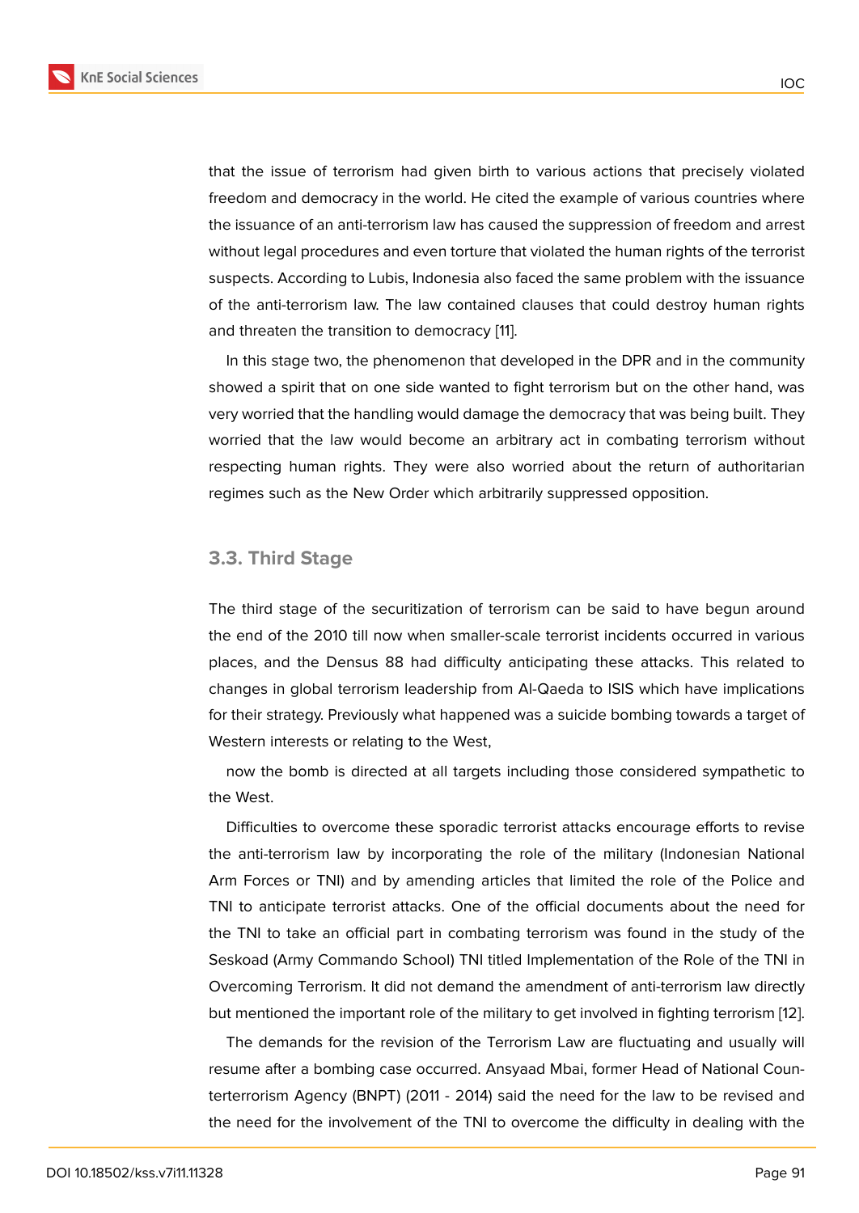that the issue of terrorism had given birth to various actions that precisely violated freedom and democracy in the world. He cited the example of various countries where the issuance of an anti-terrorism law has caused the suppression of freedom and arrest without legal procedures and even torture that violated the human rights of the terrorist suspects. According to Lubis, Indonesia also faced the same problem with the issuance of the anti-terrorism law. The law contained clauses that could destroy human rights and threaten the transition to democracy [11].

In this stage two, the phenomenon that developed in the DPR and in the community showed a spirit that on one side wanted to fight terrorism but on the other hand, was very worried that the handling would damage the democracy that was being built. They worried that the law would become an arbitrary act in combating terrorism without respecting human rights. They were also worried about the return of authoritarian regimes such as the New Order which arbitrarily suppressed opposition.

### 3.3. Third Stage

The third stage of the securitization of terrorism can be said to have begun around the end of the 2010 till now when smaller-scale terrorist incidents occurred in various places, and the Densus 88 had difficulty anticipating these attacks. This related to changes in global terrorism leadership from Al-Qaeda to ISIS which have implications for their strategy. Previously what happened was a suicide bombing towards a target of Western interests or relating to the West,

now the bomb is directed at all targets including those considered sympathetic to the West.

Difficulties to overcome these sporadic terrorist attacks encourage efforts to revise the anti-terrorism law by incorporating the role of the military (Indonesian National Arm Forces or TNI) and by amending articles that limited the role of the Police and TNI to anticipate terrorist attacks. One of the official documents about the need for the TNI to take an official part in combating terrorism was found in the study of the Seskoad (Army Commando School) TNI titled Implementation of the Role of the TNI in Overcoming Terrorism. It did not demand the amendment of anti-terrorism law directly but mentioned the important role of the military to get involved in fighting terrorism [12].

The demands for the revision of the Terrorism Law are fluctuating and usually will resume after a bombing case occurred. Ansyaad Mbai, former Head of National Counterterrorism Agency (BNPT) (2011 - 2014) said the need for the law to be revised and the need for the involvement of the TNI to overcome the difficulty in dealing with the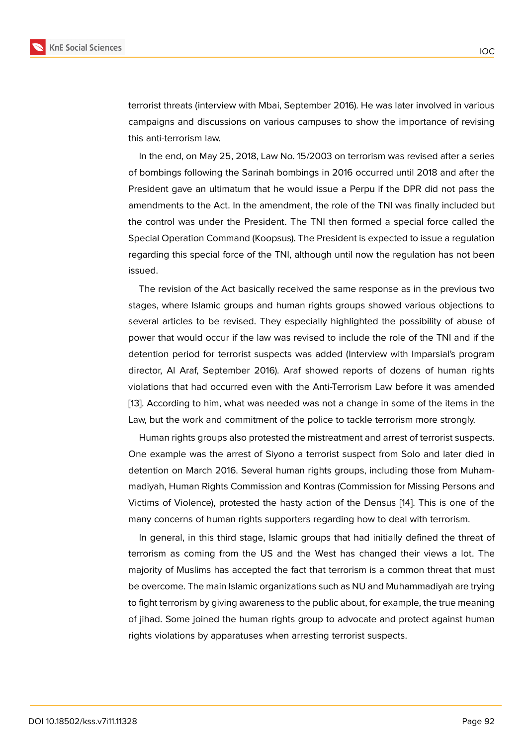terrorist threats (interview with Mbai, September 2016). He was later involved in various campaigns and discussions on various campuses to show the importance of revising this anti-terrorism law.

In the end, on May 25, 2018, Law No. 15/2003 on terrorism was revised after a series of bombings following the Sarinah bombings in 2016 occurred until 2018 and after the President gave an ultimatum that he would issue a Perpu if the DPR did not pass the amendments to the Act. In the amendment, the role of the TNI was finally included but the control was under the President. The TNI then formed a special force called the Special Operation Command (Koopsus). The President is expected to issue a regulation regarding this special force of the TNI, although until now the regulation has not been issued.

The revision of the Act basically received the same response as in the previous two stages, where Islamic groups and human rights groups showed various objections to several articles to be revised. They especially highlighted the possibility of abuse of power that would occur if the law was revised to include the role of the TNI and if the detention period for terrorist suspects was added (Interview with Imparsial's program director, Al Araf, September 2016). Araf showed reports of dozens of human rights violations that had occurred even with the Anti-Terrorism Law before it was amended [13]. According to him, what was needed was not a change in some of the items in the Law, but the work and commitment of the police to tackle terrorism more strongly.

Human rights groups also protested the mistreatment and arrest of terrorist suspects. One example was the arrest of Siyono a terrorist suspect from Solo and later died in detention on March 2016. Several human rights groups, including those from Muhammadiyah, Human Rights Commission and Kontras (Commission for Missing Persons and Victims of Violence), protested the hasty action of the Densus [14]. This is one of the many concerns of human rights supporters regarding how to deal with terrorism.

In general, in this third stage, Islamic groups that had initially defined the threat of terrorism as coming from the US and the West has changed their views a lot. The majority of Muslims has accepted the fact that terrorism is a common threat that must be overcome. The main Islamic organizations such as NU and Muhammadiyah are trying to fight terrorism by giving awareness to the public about, for example, the true meaning of jihad. Some joined the human rights group to advocate and protect against human rights violations by apparatuses when arresting terrorist suspects.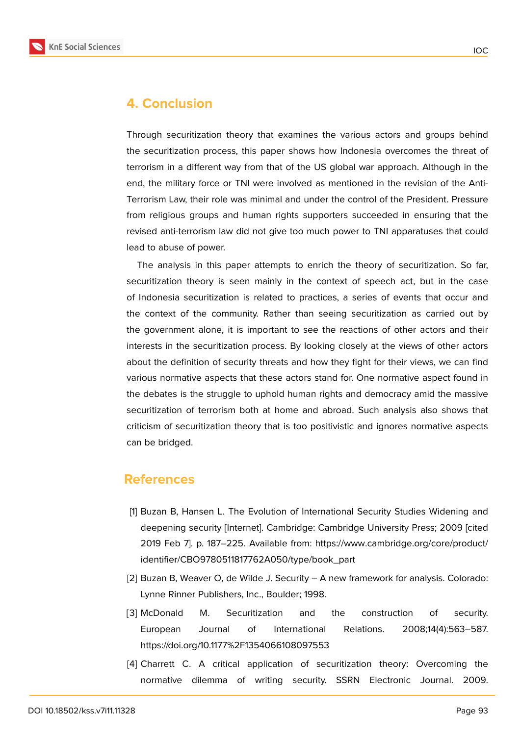## 4. Conclusion

Through securitization theory that examines the various actors and groups behind the securitization process, this paper shows how Indonesia overcomes the threat of terrorism in a different way from that of the US global war approach. Although in the end, the military force or TNI were involved as mentioned in the revision of the Anti-Terrorism Law, their role was minimal and under the control of the President. Pressure from religious groups and human rights supporters succeeded in ensuring that the revised anti-terrorism law did not give too much power to TNI apparatuses that could lead to abuse of power.

The analysis in this paper attempts to enrich the theory of securitization. So far, securitization theory is seen mainly in the context of speech act, but in the case of Indonesia securitization is related to practices, a series of events that occur and the context of the community. Rather than seeing securitization as carried out by the government alone, it is important to see the reactions of other actors and their interests in the securitization process. By looking closely at the views of other actors about the definition of security threats and how they fight for their views, we can find various normative aspects that these actors stand for. One normative aspect found in the debates is the struggle to uphold human rights and democracy amid the massive securitization of terrorism both at home and abroad. Such analysis also shows that criticism of securitization theory that is too positivistic and ignores normative aspects can be bridged.

## References

[1] Buzan B, Hansen L. The Evolution of International Security Studies Widening and deepening security [Internet]. Cambridge: Cambridge University Press; 2009 [cited 2019 Feb 7]. p. 187–225. Available from: https://www.cambridge.org/core/product/identifier/CBO9780511817762A050/type/book_part

[2] Buzan B, Weaver O, de Wilde J. Security – A new framework for analysis. Colorado: Lynne Rinner Publishers, Inc., Boulder; 1998.

[3] McDonald M. Securitization and the construction of security. European Journal of International Relations. 2008;14(4):563–587. https://doi.org/10.1177%2F1354066108097553

[4] Charrett C. A critical application of securitization theory: Overcoming the normative dilemma of writing security. SSRN Electronic Journal. 2009.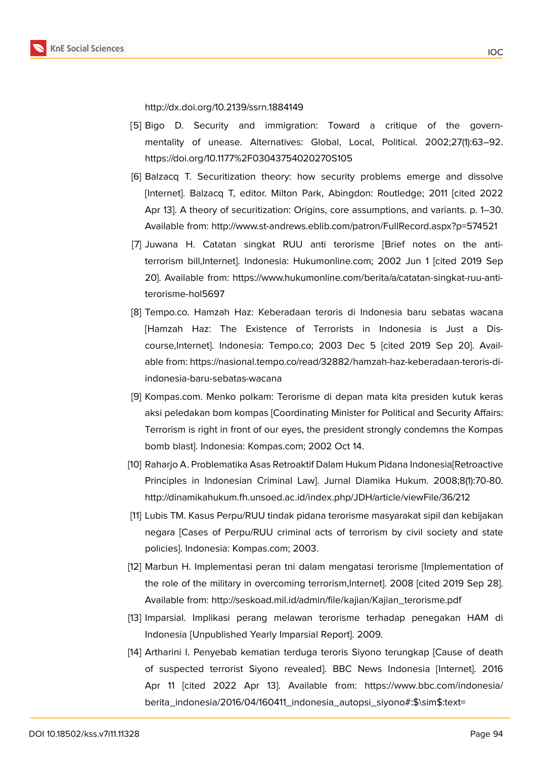http://dx.doi.org/10.2139/ssrn.1884149

[5] Bigo D. Security and immigration: Toward a critique of the governmentality of unease. Alternatives: Global, Local, Political. 2002;27(1):63–92. https://doi.org/10.1177%2F03043754020270S105

[6] Balzacq T. Securitization theory: how security problems emerge and dissolve [Internet]. Balzacq T, editor. Milton Park, Abingdon: Routledge; 2011 [cited 2022 Apr 13]. A theory of securitization: Origins, core assumptions, and variants. p. 1–30. Available from: http://www.st-andrews.eblib.com/patron/FullRecord.aspx?p=574521

[7] Juwana H. Catatan singkat RUU anti terorisme [Brief notes on the anti-terrorism bill,Internet]. Indonesia: Hukumonline.com; 2002 Jun 1 [cited 2019 Sep 20]. Available from: https://www.hukumonline.com/berita/a/catatan-singkat-ruu-anti-terorisme-hol5697

[8] Tempo.co. Hamzah Haz: Keberadaan teroris di Indonesia baru sebatas wacana [Hamzah Haz: The Existence of Terrorists in Indonesia is Just a Discourse,Internet]. Indonesia: Tempo.co; 2003 Dec 5 [cited 2019 Sep 20]. Available from: https://nasional.tempo.co/read/32882/hamzah-haz-keberadaan-teroris-di-indonesia-baru-sebatas-wacana

[9] Kompas.com. Menko polkam: Terorisme di depan mata kita presiden kutuk keras aksi peledakan bom kompas [Coordinating Minister for Political and Security Affairs: Terrorism is right in front of our eyes, the president strongly condemns the Kompas bomb blast]. Indonesia: Kompas.com; 2002 Oct 14.

[10] Raharjo A. Problematika Asas Retroaktif Dalam Hukum Pidana Indonesia[Retroactive Principles in Indonesian Criminal Law]. Jurnal Diamika Hukum. 2008;8(1):70-80. http://dinamikahukum.fh.unsoed.ac.id/index.php/JDH/article/viewFile/36/212

[11] Lubis TM. Kasus Perpu/RUU tindak pidana terorisme masyarakat sipil dan kebijakan negara [Cases of Perpu/RUU criminal acts of terrorism by civil society and state policies]. Indonesia: Kompas.com; 2003.

[12] Marbun H. Implementasi peran tni dalam mengatasi terorisme [Implementation of the role of the military in overcoming terrorism,Internet]. 2008 [cited 2019 Sep 28]. Available from: http://seskoad.mil.id/admin/file/kajian/Kajian_terorisme.pdf

[13] Imparsial. Implikasi perang melawan terorisme terhadap penegakan HAM di Indonesia [Unpublished Yearly Imparsial Report]. 2009.

[14] Artharini I. Penyebab kematian terduga teroris Siyono terungkap [Cause of death of suspected terrorist Siyono revealed]. BBC News Indonesia [Internet]. 2016 Apr 11 [cited 2022 Apr 13]. Available from: https://www.bbc.com/indonesia/berita_indonesia/2016/04/160411_indonesia_autopsi_siyono#:$\sim$:text=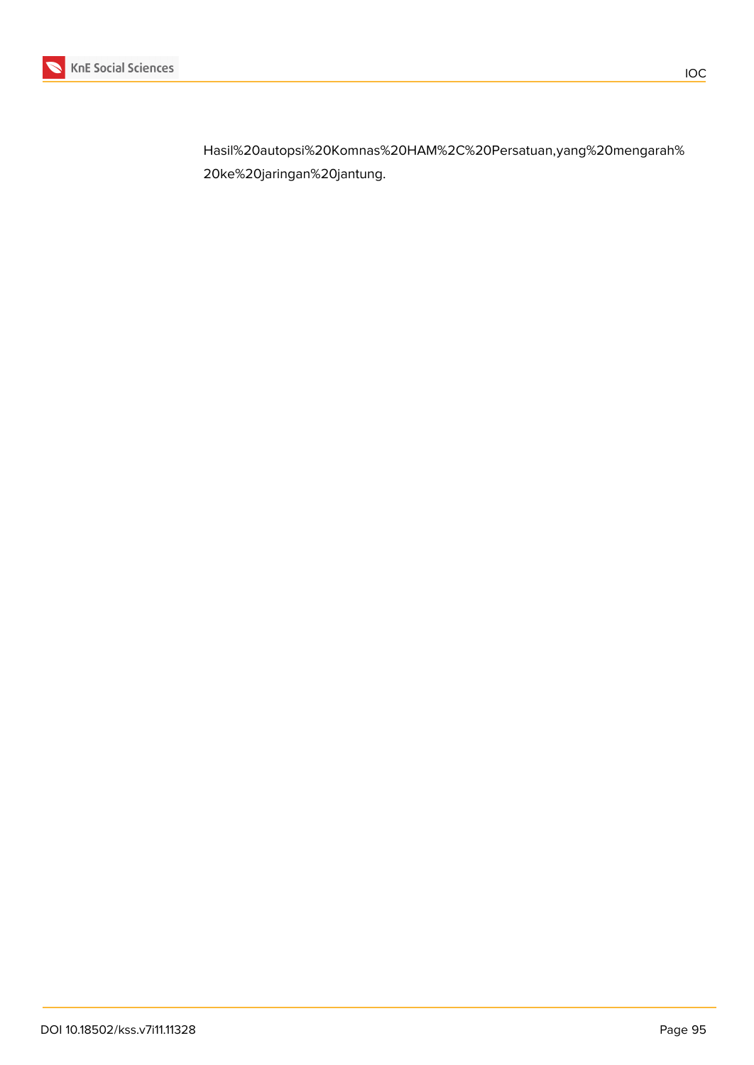Hasil%20autopsi%20Komnas%20HAM%2C%20Persatuan,yang%20mengarah%20ke%20jaringan%20jantung.